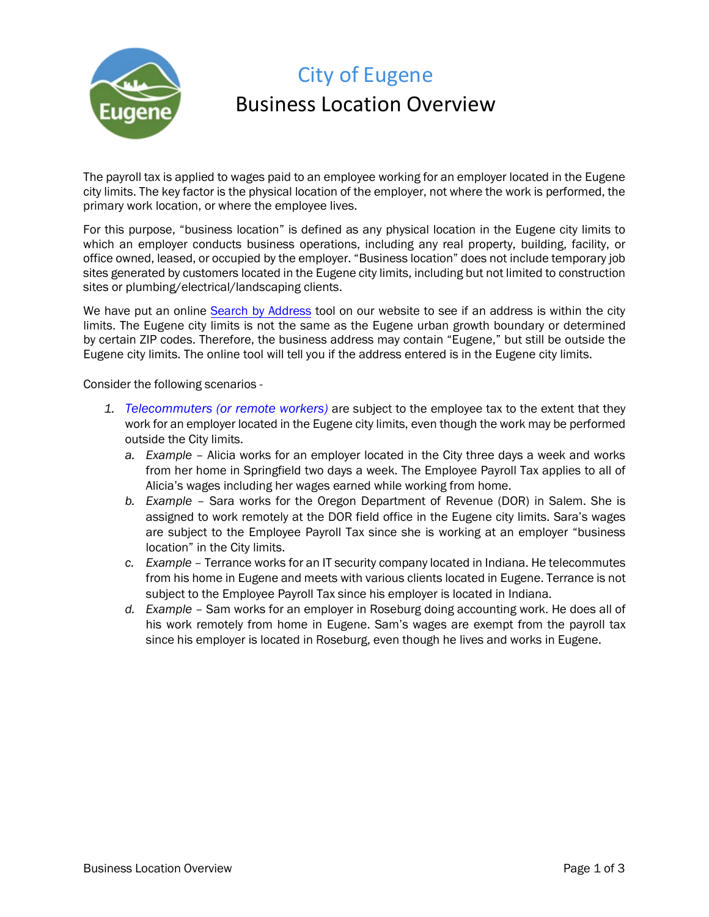# City of Eugene

## Business Location Overview

The payroll tax is applied to wages paid to an employee working for an employer located in the Eugene city limits. The key factor is the physical location of the employer, not where the work is performed, the primary work location, or where the employee lives.

For this purpose, "business location" is defined as any physical location in the Eugene city limits to which an employer conducts business operations, including any real property, building, facility, or office owned, leased, or occupied by the employer. "Business location" does not include temporary job sites generated by customers located in the Eugene city limits, including but not limited to construction sites or plumbing/electrical/landscaping clients.

We have put an online Search by Address tool on our website to see if an address is within the city limits. The Eugene city limits is not the same as the Eugene urban growth boundary or determined by certain ZIP codes. Therefore, the business address may contain "Eugene," but still be outside the Eugene city limits. The online tool will tell you if the address entered is in the Eugene city limits.

Consider the following scenarios -

1. *Telecommuters (or remote workers)* are subject to the employee tax to the extent that they work for an employer located in the Eugene city limits, even though the work may be performed outside the City limits.
   a. *Example* – Alicia works for an employer located in the City three days a week and works from her home in Springfield two days a week. The Employee Payroll Tax applies to all of Alicia's wages including her wages earned while working from home.
   b. *Example* – Sara works for the Oregon Department of Revenue (DOR) in Salem. She is assigned to work remotely at the DOR field office in the Eugene city limits. Sara's wages are subject to the Employee Payroll Tax since she is working at an employer "business location" in the City limits.
   c. *Example* – Terrance works for an IT security company located in Indiana. He telecommutes from his home in Eugene and meets with various clients located in Eugene. Terrance is not subject to the Employee Payroll Tax since his employer is located in Indiana.
   d. *Example* – Sam works for an employer in Roseburg doing accounting work. He does all of his work remotely from home in Eugene. Sam's wages are exempt from the payroll tax since his employer is located in Roseburg, even though he lives and works in Eugene.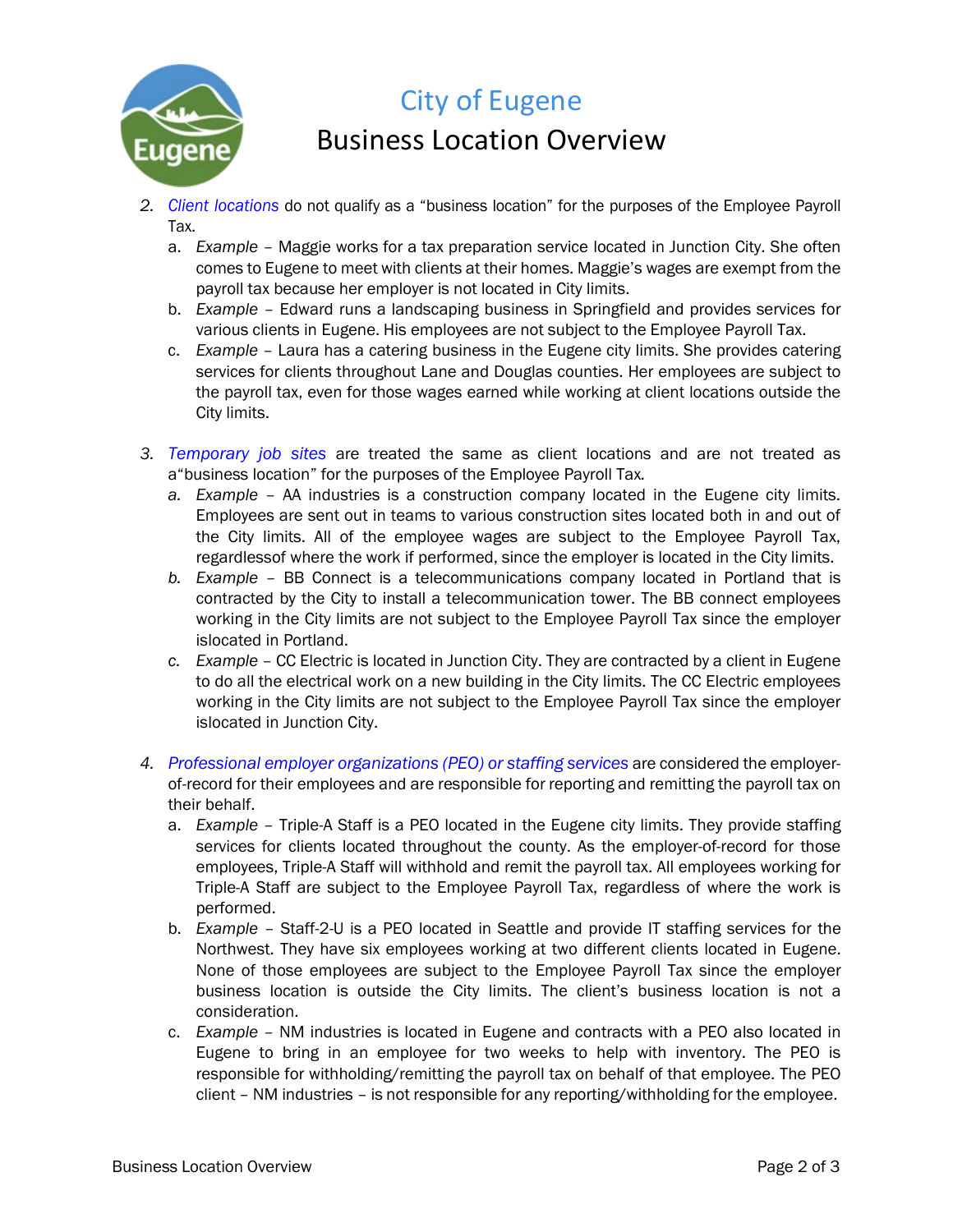# City of Eugene

## Business Location Overview

2. *Client locations* do not qualify as a "business location" for the purposes of the Employee Payroll Tax.
   a. *Example* – Maggie works for a tax preparation service located in Junction City. She often comes to Eugene to meet with clients at their homes. Maggie's wages are exempt from the payroll tax because her employer is not located in City limits.
   b. *Example* – Edward runs a landscaping business in Springfield and provides services for various clients in Eugene. His employees are not subject to the Employee Payroll Tax.
   c. *Example* – Laura has a catering business in the Eugene city limits. She provides catering services for clients throughout Lane and Douglas counties. Her employees are subject to the payroll tax, even for those wages earned while working at client locations outside the City limits.

3. *Temporary job sites* are treated the same as client locations and are not treated as a"business location" for the purposes of the Employee Payroll Tax.
   a. *Example* – AA industries is a construction company located in the Eugene city limits. Employees are sent out in teams to various construction sites located both in and out of the City limits. All of the employee wages are subject to the Employee Payroll Tax, regardlessof where the work if performed, since the employer is located in the City limits.
   b. *Example* – BB Connect is a telecommunications company located in Portland that is contracted by the City to install a telecommunication tower. The BB connect employees working in the City limits are not subject to the Employee Payroll Tax since the employer islocated in Portland.
   c. *Example* – CC Electric is located in Junction City. They are contracted by a client in Eugene to do all the electrical work on a new building in the City limits. The CC Electric employees working in the City limits are not subject to the Employee Payroll Tax since the employer islocated in Junction City.

4. *Professional employer organizations (PEO) or staffing services* are considered the employer-of-record for their employees and are responsible for reporting and remitting the payroll tax on their behalf.
   a. *Example* – Triple-A Staff is a PEO located in the Eugene city limits. They provide staffing services for clients located throughout the county. As the employer-of-record for those employees, Triple-A Staff will withhold and remit the payroll tax. All employees working for Triple-A Staff are subject to the Employee Payroll Tax, regardless of where the work is performed.
   b. *Example* – Staff-2-U is a PEO located in Seattle and provide IT staffing services for the Northwest. They have six employees working at two different clients located in Eugene. None of those employees are subject to the Employee Payroll Tax since the employer business location is outside the City limits. The client's business location is not a consideration.
   c. *Example* – NM industries is located in Eugene and contracts with a PEO also located in Eugene to bring in an employee for two weeks to help with inventory. The PEO is responsible for withholding/remitting the payroll tax on behalf of that employee. The PEO client – NM industries – is not responsible for any reporting/withholding for the employee.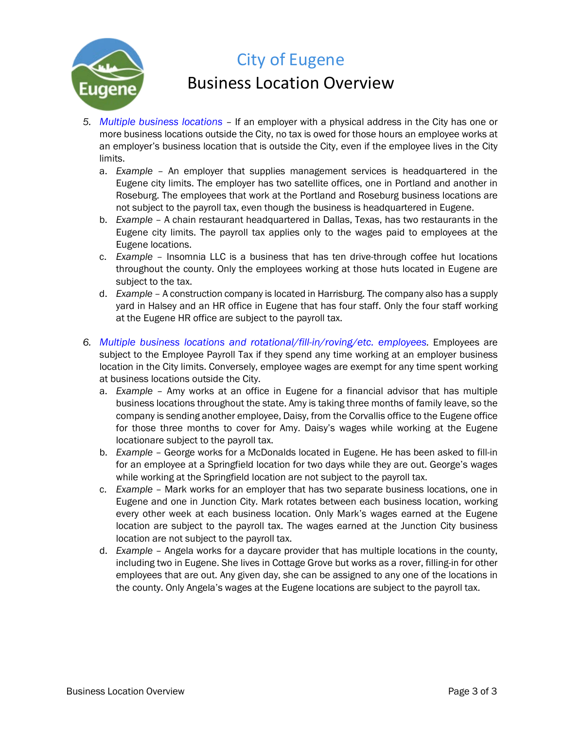# City of Eugene

## Business Location Overview

5. *Multiple business locations* – If an employer with a physical address in the City has one or more business locations outside the City, no tax is owed for those hours an employee works at an employer's business location that is outside the City, even if the employee lives in the City limits.
   a. *Example* – An employer that supplies management services is headquartered in the Eugene city limits. The employer has two satellite offices, one in Portland and another in Roseburg. The employees that work at the Portland and Roseburg business locations are not subject to the payroll tax, even though the business is headquartered in Eugene.
   b. *Example* – A chain restaurant headquartered in Dallas, Texas, has two restaurants in the Eugene city limits. The payroll tax applies only to the wages paid to employees at the Eugene locations.
   c. *Example* – Insomnia LLC is a business that has ten drive-through coffee hut locations throughout the county. Only the employees working at those huts located in Eugene are subject to the tax.
   d. *Example* – A construction company is located in Harrisburg. The company also has a supply yard in Halsey and an HR office in Eugene that has four staff. Only the four staff working at the Eugene HR office are subject to the payroll tax.

6. *Multiple business locations and rotational/fill-in/roving/etc. employees.* Employees are subject to the Employee Payroll Tax if they spend any time working at an employer business location in the City limits. Conversely, employee wages are exempt for any time spent working at business locations outside the City.
   a. *Example* – Amy works at an office in Eugene for a financial advisor that has multiple business locations throughout the state. Amy is taking three months of family leave, so the company is sending another employee, Daisy, from the Corvallis office to the Eugene office for those three months to cover for Amy. Daisy's wages while working at the Eugene locationare subject to the payroll tax.
   b. *Example* – George works for a McDonalds located in Eugene. He has been asked to fill-in for an employee at a Springfield location for two days while they are out. George's wages while working at the Springfield location are not subject to the payroll tax.
   c. *Example* – Mark works for an employer that has two separate business locations, one in Eugene and one in Junction City. Mark rotates between each business location, working every other week at each business location. Only Mark's wages earned at the Eugene location are subject to the payroll tax. The wages earned at the Junction City business location are not subject to the payroll tax.
   d. *Example* – Angela works for a daycare provider that has multiple locations in the county, including two in Eugene. She lives in Cottage Grove but works as a rover, filling-in for other employees that are out. Any given day, she can be assigned to any one of the locations in the county. Only Angela's wages at the Eugene locations are subject to the payroll tax.